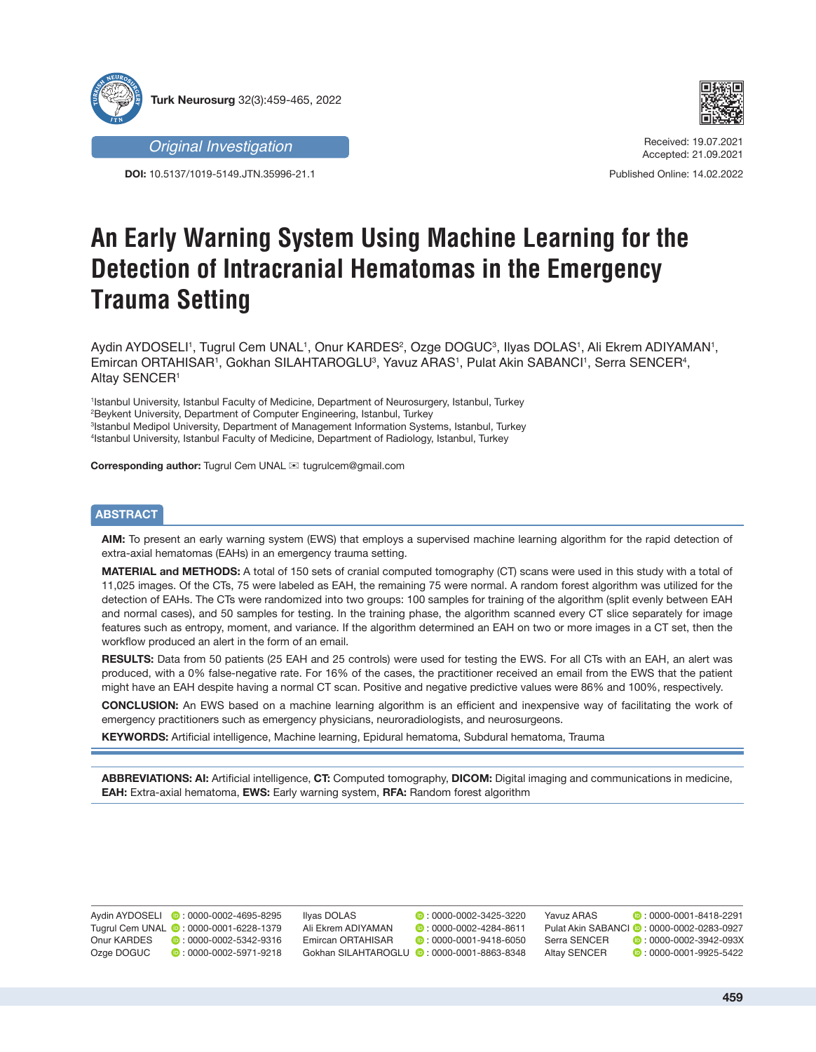Original Investigation

DOI: 10.5137/1019-5149.JTN.35996-21.1

Received: 19.07.2021
Accepted: 21.09.2021

Published Online: 14.02.2022

# An Early Warning System Using Machine Learning for the Detection of Intracranial Hematomas in the Emergency Trauma Setting

Aydin AYDOSELI[1], Tugrul Cem UNAL[1], Onur KARDES[2], Ozge DOGUC[3], Ilyas DOLAS[1], Ali Ekrem ADIYAMAN[1], Emircan ORTAHISAR[1], Gokhan SILAHTAROGLU[3], Yavuz ARAS[1], Pulat Akin SABANCI[1], Serra SENCER[4], Altay SENCER[1]

[1]Istanbul University, Istanbul Faculty of Medicine, Department of Neurosurgery, Istanbul, Turkey
[2]Beykent University, Department of Computer Engineering, Istanbul, Turkey
[3]Istanbul Medipol University, Department of Management Information Systems, Istanbul, Turkey
[4]Istanbul University, Istanbul Faculty of Medicine, Department of Radiology, Istanbul, Turkey

**Corresponding author:** Tugrul Cem UNAL ✉ tugrulcem@gmail.com

## ABSTRACT

**AIM:** To present an early warning system (EWS) that employs a supervised machine learning algorithm for the rapid detection of extra-axial hematomas (EAHs) in an emergency trauma setting.

**MATERIAL and METHODS:** A total of 150 sets of cranial computed tomography (CT) scans were used in this study with a total of 11,025 images. Of the CTs, 75 were labeled as EAH, the remaining 75 were normal. A random forest algorithm was utilized for the detection of EAHs. The CTs were randomized into two groups: 100 samples for training of the algorithm (split evenly between EAH and normal cases), and 50 samples for testing. In the training phase, the algorithm scanned every CT slice separately for image features such as entropy, moment, and variance. If the algorithm determined an EAH on two or more images in a CT set, then the workflow produced an alert in the form of an email.

**RESULTS:** Data from 50 patients (25 EAH and 25 controls) were used for testing the EWS. For all CTs with an EAH, an alert was produced, with a 0% false-negative rate. For 16% of the cases, the practitioner received an email from the EWS that the patient might have an EAH despite having a normal CT scan. Positive and negative predictive values were 86% and 100%, respectively.

**CONCLUSION:** An EWS based on a machine learning algorithm is an efficient and inexpensive way of facilitating the work of emergency practitioners such as emergency physicians, neuroradiologists, and neurosurgeons.

**KEYWORDS:** Artificial intelligence, Machine learning, Epidural hematoma, Subdural hematoma, Trauma

**ABBREVIATIONS: AI:** Artificial intelligence, **CT:** Computed tomography, **DICOM:** Digital imaging and communications in medicine, **EAH:** Extra-axial hematoma, **EWS:** Early warning system, **RFA:** Random forest algorithm

| | | | | | |
|---|---|---|---|---|---|
| Aydin AYDOSELI | : 0000-0002-4695-8295 | Ilyas DOLAS | : 0000-0002-3425-3220 | Yavuz ARAS | : 0000-0001-8418-2291 |
| Tugrul Cem UNAL | : 0000-0001-6228-1379 | Ali Ekrem ADIYAMAN | : 0000-0002-4284-8611 | Pulat Akin SABANCI | : 0000-0002-0283-0927 |
| Onur KARDES | : 0000-0002-5342-9316 | Emircan ORTAHISAR | : 0000-0001-9418-6050 | Serra SENCER | : 0000-0002-3942-093X |
| Ozge DOGUC | : 0000-0002-5971-9218 | Gokhan SILAHTAROGLU | : 0000-0001-8863-8348 | Altay SENCER | : 0000-0001-9925-5422 |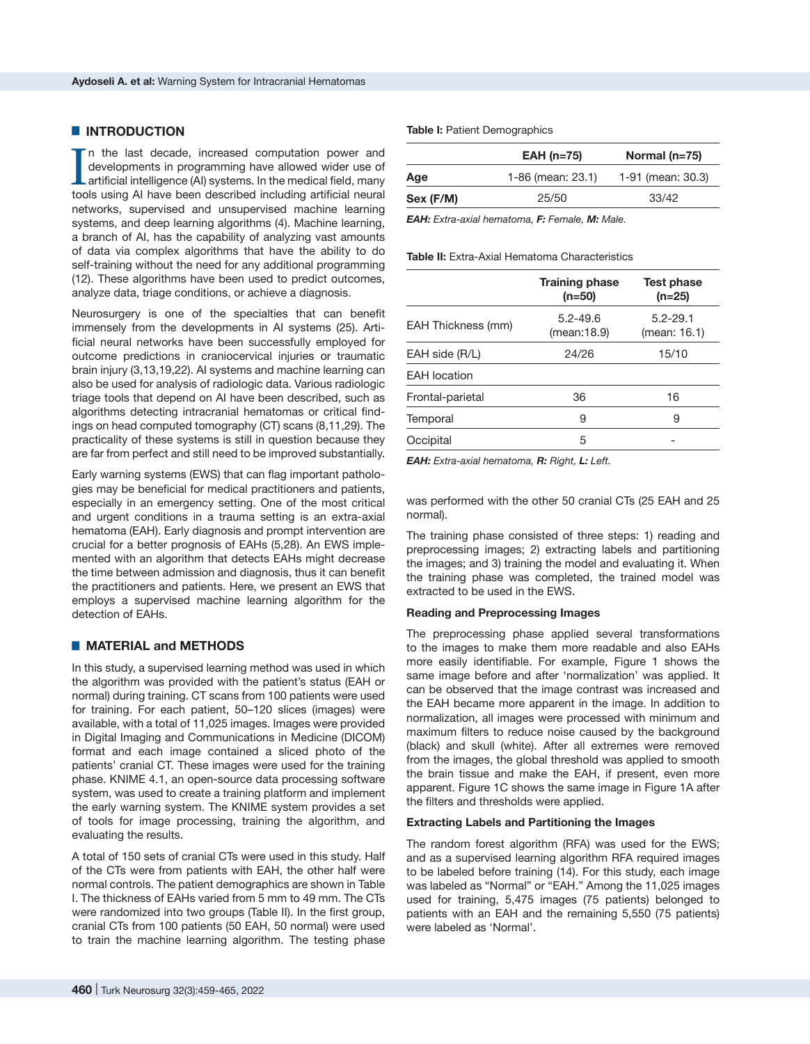## INTRODUCTION

In the last decade, increased computation power and developments in programming have allowed wider use of artificial intelligence (AI) systems. In the medical field, many tools using AI have been described including artificial neural networks, supervised and unsupervised machine learning systems, and deep learning algorithms (4). Machine learning, a branch of AI, has the capability of analyzing vast amounts of data via complex algorithms that have the ability to do self-training without the need for any additional programming (12). These algorithms have been used to predict outcomes, analyze data, triage conditions, or achieve a diagnosis.

Neurosurgery is one of the specialties that can benefit immensely from the developments in AI systems (25). Artificial neural networks have been successfully employed for outcome predictions in craniocervical injuries or traumatic brain injury (3,13,19,22). AI systems and machine learning can also be used for analysis of radiologic data. Various radiologic triage tools that depend on AI have been described, such as algorithms detecting intracranial hematomas or critical findings on head computed tomography (CT) scans (8,11,29). The practicality of these systems is still in question because they are far from perfect and still need to be improved substantially.

Early warning systems (EWS) that can flag important pathologies may be beneficial for medical practitioners and patients, especially in an emergency setting. One of the most critical and urgent conditions in a trauma setting is an extra-axial hematoma (EAH). Early diagnosis and prompt intervention are crucial for a better prognosis of EAHs (5,28). An EWS implemented with an algorithm that detects EAHs might decrease the time between admission and diagnosis, thus it can benefit the practitioners and patients. Here, we present an EWS that employs a supervised machine learning algorithm for the detection of EAHs.

## MATERIAL and METHODS

In this study, a supervised learning method was used in which the algorithm was provided with the patient's status (EAH or normal) during training. CT scans from 100 patients were used for training. For each patient, 50–120 slices (images) were available, with a total of 11,025 images. Images were provided in Digital Imaging and Communications in Medicine (DICOM) format and each image contained a sliced photo of the patients' cranial CT. These images were used for the training phase. KNIME 4.1, an open-source data processing software system, was used to create a training platform and implement the early warning system. The KNIME system provides a set of tools for image processing, training the algorithm, and evaluating the results.

A total of 150 sets of cranial CTs were used in this study. Half of the CTs were from patients with EAH, the other half were normal controls. The patient demographics are shown in Table I. The thickness of EAHs varied from 5 mm to 49 mm. The CTs were randomized into two groups (Table II). In the first group, cranial CTs from 100 patients (50 EAH, 50 normal) were used to train the machine learning algorithm. The testing phase was performed with the other 50 cranial CTs (25 EAH and 25 normal).

**Table I:** Patient Demographics

| | EAH (n=75) | Normal (n=75) |
|---|---|---|
| **Age** | 1-86 (mean: 23.1) | 1-91 (mean: 30.3) |
| **Sex (F/M)** | 25/50 | 33/42 |

***EAH:** Extra-axial hematoma, **F:** Female, **M:** Male.*

**Table II:** Extra-Axial Hematoma Characteristics

| | Training phase (n=50) | Test phase (n=25) |
|---|---|---|
| EAH Thickness (mm) | 5.2-49.6 (mean:18.9) | 5.2-29.1 (mean: 16.1) |
| EAH side (R/L) | 24/26 | 15/10 |
| EAH location | | |
| Frontal-parietal | 36 | 16 |
| Temporal | 9 | 9 |
| Occipital | 5 | - |

***EAH:** Extra-axial hematoma, **R:** Right, **L:** Left.*

The training phase consisted of three steps: 1) reading and preprocessing images; 2) extracting labels and partitioning the images; and 3) training the model and evaluating it. When the training phase was completed, the trained model was extracted to be used in the EWS.

### Reading and Preprocessing Images

The preprocessing phase applied several transformations to the images to make them more readable and also EAHs more easily identifiable. For example, Figure 1 shows the same image before and after 'normalization' was applied. It can be observed that the image contrast was increased and the EAH became more apparent in the image. In addition to normalization, all images were processed with minimum and maximum filters to reduce noise caused by the background (black) and skull (white). After all extremes were removed from the images, the global threshold was applied to smooth the brain tissue and make the EAH, if present, even more apparent. Figure 1C shows the same image in Figure 1A after the filters and thresholds were applied.

### Extracting Labels and Partitioning the Images

The random forest algorithm (RFA) was used for the EWS; and as a supervised learning algorithm RFA required images to be labeled before training (14). For this study, each image was labeled as "Normal" or "EAH." Among the 11,025 images used for training, 5,475 images (75 patients) belonged to patients with an EAH and the remaining 5,550 (75 patients) were labeled as 'Normal'.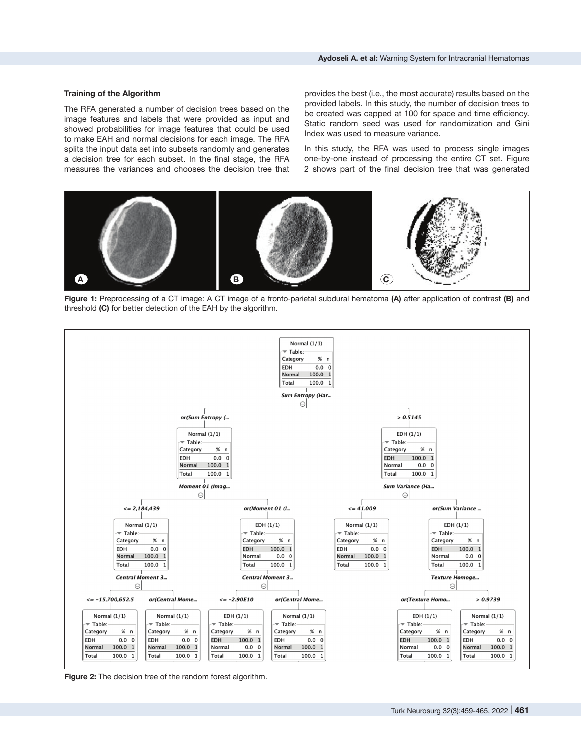### Training of the Algorithm

The RFA generated a number of decision trees based on the image features and labels that were provided as input and showed probabilities for image features that could be used to make EAH and normal decisions for each image. The RFA splits the input data set into subsets randomly and generates a decision tree for each subset. In the final stage, the RFA measures the variances and chooses the decision tree that provides the best (i.e., the most accurate) results based on the provided labels. In this study, the number of decision trees to be created was capped at 100 for space and time efficiency. Static random seed was used for randomization and Gini Index was used to measure variance.

In this study, the RFA was used to process single images one-by-one instead of processing the entire CT set. Figure 2 shows part of the final decision tree that was generated

**Figure 1:** Preprocessing of a CT image: A CT image of a fronto-parietal subdural hematoma **(A)** after application of contrast **(B)** and threshold **(C)** for better detection of the EAH by the algorithm.

**Figure 2:** The decision tree of the random forest algorithm.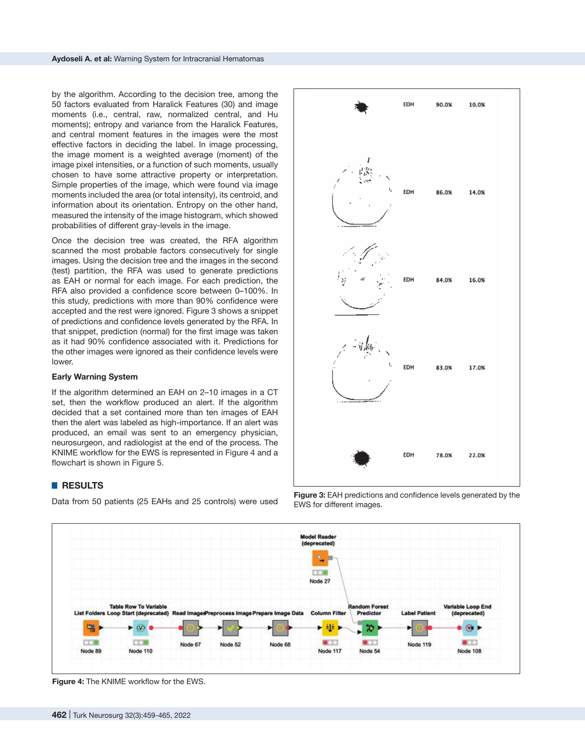by the algorithm. According to the decision tree, among the 50 factors evaluated from Haralick Features (30) and image moments (i.e., central, raw, normalized central, and Hu moments); entropy and variance from the Haralick Features, and central moment features in the images were the most effective factors in deciding the label. In image processing, the image moment is a weighted average (moment) of the image pixel intensities, or a function of such moments, usually chosen to have some attractive property or interpretation. Simple properties of the image, which were found via image moments included the area (or total intensity), its centroid, and information about its orientation. Entropy on the other hand, measured the intensity of the image histogram, which showed probabilities of different gray-levels in the image.

Once the decision tree was created, the RFA algorithm scanned the most probable factors consecutively for single images. Using the decision tree and the images in the second (test) partition, the RFA was used to generate predictions as EAH or normal for each image. For each prediction, the RFA also provided a confidence score between 0–100%. In this study, predictions with more than 90% confidence were accepted and the rest were ignored. Figure 3 shows a snippet of predictions and confidence levels generated by the RFA. In that snippet, prediction (normal) for the first image was taken as it had 90% confidence associated with it. Predictions for the other images were ignored as their confidence levels were lower.

### Early Warning System

If the algorithm determined an EAH on 2–10 images in a CT set, then the workflow produced an alert. If the algorithm decided that a set contained more than ten images of EAH then the alert was labeled as high-importance. If an alert was produced, an email was sent to an emergency physician, neurosurgeon, and radiologist at the end of the process. The KNIME workflow for the EWS is represented in Figure 4 and a flowchart is shown in Figure 5.

| | | | |
|---|---|---|---|
| | EDH | 90.0% | 10.0% |
| | EDH | 86.0% | 14.0% |
| | EDH | 84.0% | 16.0% |
| | EDH | 83.0% | 17.0% |
| | EDH | 78.0% | 22.0% |

**Figure 3:** EAH predictions and confidence levels generated by the EWS for different images.

## RESULTS

Data from 50 patients (25 EAHs and 25 controls) were used

**Figure 4:** The KNIME workflow for the EWS.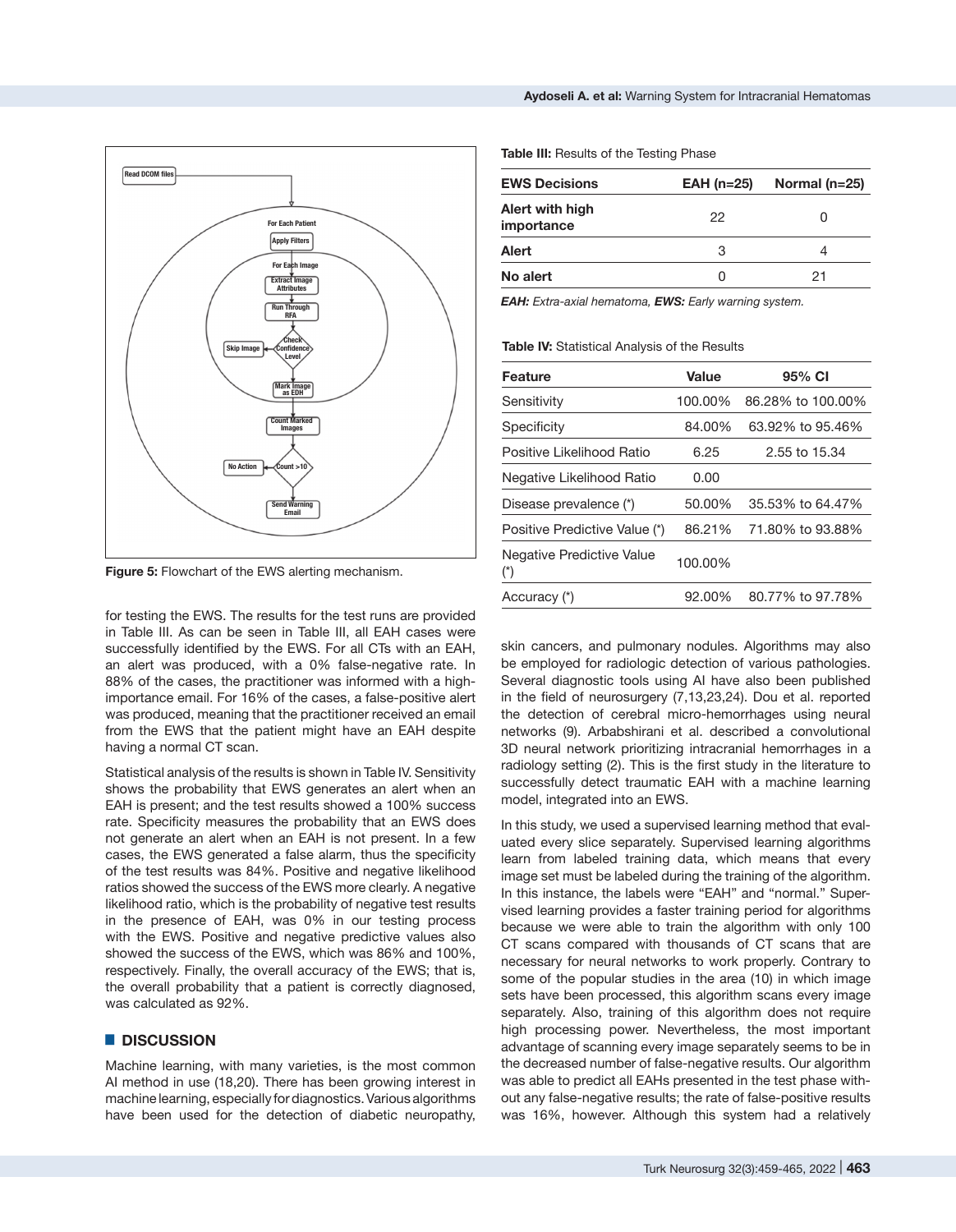Figure 5: Flowchart of the EWS alerting mechanism.

for testing the EWS. The results for the test runs are provided in Table III. As can be seen in Table III, all EAH cases were successfully identified by the EWS. For all CTs with an EAH, an alert was produced, with a 0% false-negative rate. In 88% of the cases, the practitioner was informed with a high-importance email. For 16% of the cases, a false-positive alert was produced, meaning that the practitioner received an email from the EWS that the patient might have an EAH despite having a normal CT scan.

Statistical analysis of the results is shown in Table IV. Sensitivity shows the probability that EWS generates an alert when an EAH is present; and the test results showed a 100% success rate. Specificity measures the probability that an EWS does not generate an alert when an EAH is not present. In a few cases, the EWS generated a false alarm, thus the specificity of the test results was 84%. Positive and negative likelihood ratios showed the success of the EWS more clearly. A negative likelihood ratio, which is the probability of negative test results in the presence of EAH, was 0% in our testing process with the EWS. Positive and negative predictive values also showed the success of the EWS, which was 86% and 100%, respectively. Finally, the overall accuracy of the EWS; that is, the overall probability that a patient is correctly diagnosed, was calculated as 92%.

**Table III:** Results of the Testing Phase

| EWS Decisions | EAH (n=25) | Normal (n=25) |
|---|---|---|
| Alert with high importance | 22 | 0 |
| Alert | 3 | 4 |
| No alert | 0 | 21 |

*EAH: Extra-axial hematoma, EWS: Early warning system.*

**Table IV:** Statistical Analysis of the Results

| Feature | Value | 95% CI |
|---|---|---|
| Sensitivity | 100.00% | 86.28% to 100.00% |
| Specificity | 84.00% | 63.92% to 95.46% |
| Positive Likelihood Ratio | 6.25 | 2.55 to 15.34 |
| Negative Likelihood Ratio | 0.00 | |
| Disease prevalence (*) | 50.00% | 35.53% to 64.47% |
| Positive Predictive Value (*) | 86.21% | 71.80% to 93.88% |
| Negative Predictive Value (*) | 100.00% | |
| Accuracy (*) | 92.00% | 80.77% to 97.78% |

## DISCUSSION

Machine learning, with many varieties, is the most common AI method in use (18,20). There has been growing interest in machine learning, especially for diagnostics. Various algorithms have been used for the detection of diabetic neuropathy, skin cancers, and pulmonary nodules. Algorithms may also be employed for radiologic detection of various pathologies. Several diagnostic tools using AI have also been published in the field of neurosurgery (7,13,23,24). Dou et al. reported the detection of cerebral micro-hemorrhages using neural networks (9). Arbabshirani et al. described a convolutional 3D neural network prioritizing intracranial hemorrhages in a radiology setting (2). This is the first study in the literature to successfully detect traumatic EAH with a machine learning model, integrated into an EWS.

In this study, we used a supervised learning method that evaluated every slice separately. Supervised learning algorithms learn from labeled training data, which means that every image set must be labeled during the training of the algorithm. In this instance, the labels were "EAH" and "normal." Supervised learning provides a faster training period for algorithms because we were able to train the algorithm with only 100 CT scans compared with thousands of CT scans that are necessary for neural networks to work properly. Contrary to some of the popular studies in the area (10) in which image sets have been processed, this algorithm scans every image separately. Also, training of this algorithm does not require high processing power. Nevertheless, the most important advantage of scanning every image separately seems to be in the decreased number of false-negative results. Our algorithm was able to predict all EAHs presented in the test phase without any false-negative results; the rate of false-positive results was 16%, however. Although this system had a relatively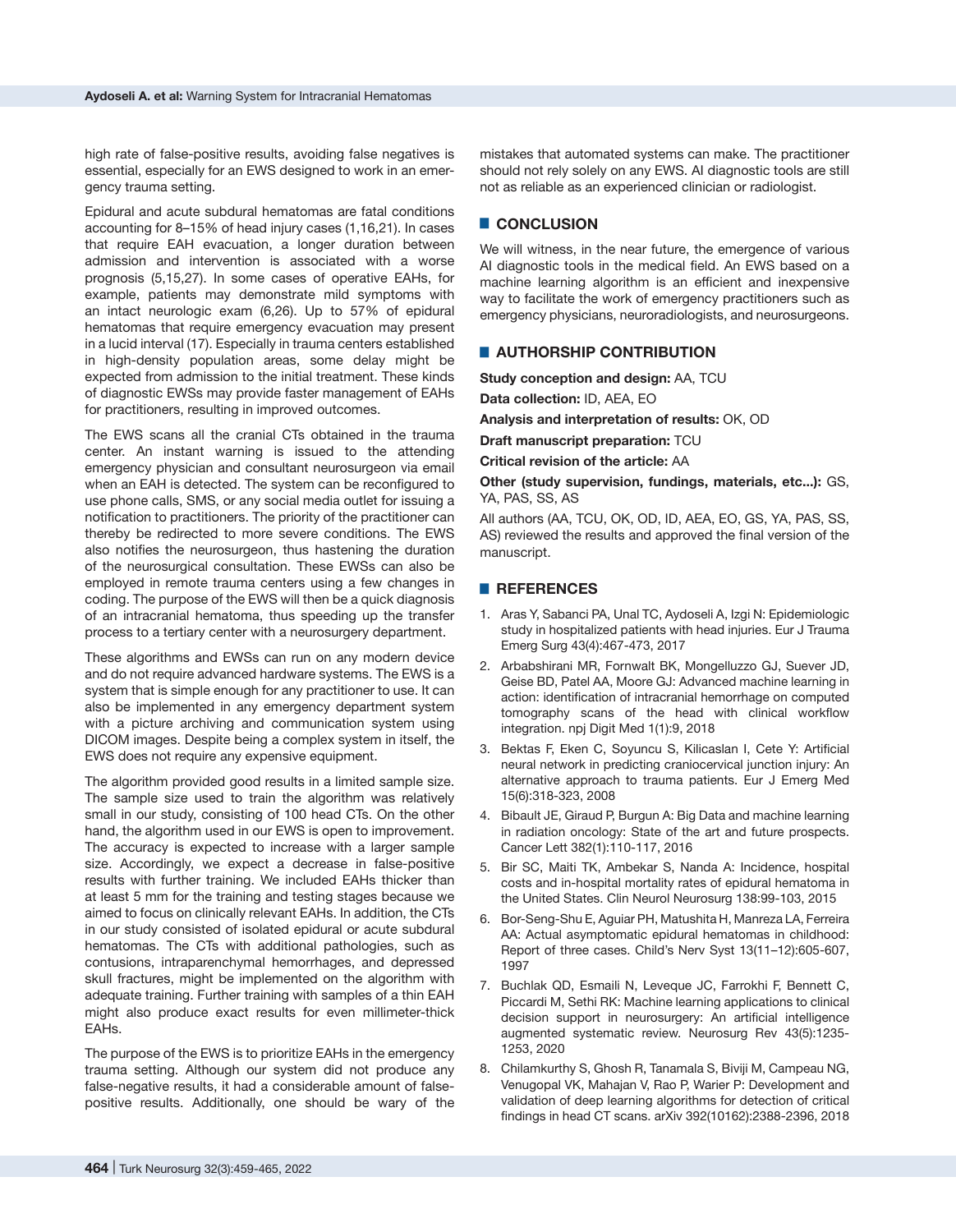high rate of false-positive results, avoiding false negatives is essential, especially for an EWS designed to work in an emergency trauma setting.

Epidural and acute subdural hematomas are fatal conditions accounting for 8–15% of head injury cases (1,16,21). In cases that require EAH evacuation, a longer duration between admission and intervention is associated with a worse prognosis (5,15,27). In some cases of operative EAHs, for example, patients may demonstrate mild symptoms with an intact neurologic exam (6,26). Up to 57% of epidural hematomas that require emergency evacuation may present in a lucid interval (17). Especially in trauma centers established in high-density population areas, some delay might be expected from admission to the initial treatment. These kinds of diagnostic EWSs may provide faster management of EAHs for practitioners, resulting in improved outcomes.

The EWS scans all the cranial CTs obtained in the trauma center. An instant warning is issued to the attending emergency physician and consultant neurosurgeon via email when an EAH is detected. The system can be reconfigured to use phone calls, SMS, or any social media outlet for issuing a notification to practitioners. The priority of the practitioner can thereby be redirected to more severe conditions. The EWS also notifies the neurosurgeon, thus hastening the duration of the neurosurgical consultation. These EWSs can also be employed in remote trauma centers using a few changes in coding. The purpose of the EWS will then be a quick diagnosis of an intracranial hematoma, thus speeding up the transfer process to a tertiary center with a neurosurgery department.

These algorithms and EWSs can run on any modern device and do not require advanced hardware systems. The EWS is a system that is simple enough for any practitioner to use. It can also be implemented in any emergency department system with a picture archiving and communication system using DICOM images. Despite being a complex system in itself, the EWS does not require any expensive equipment.

The algorithm provided good results in a limited sample size. The sample size used to train the algorithm was relatively small in our study, consisting of 100 head CTs. On the other hand, the algorithm used in our EWS is open to improvement. The accuracy is expected to increase with a larger sample size. Accordingly, we expect a decrease in false-positive results with further training. We included EAHs thicker than at least 5 mm for the training and testing stages because we aimed to focus on clinically relevant EAHs. In addition, the CTs in our study consisted of isolated epidural or acute subdural hematomas. The CTs with additional pathologies, such as contusions, intraparenchymal hemorrhages, and depressed skull fractures, might be implemented on the algorithm with adequate training. Further training with samples of a thin EAH might also produce exact results for even millimeter-thick EAHs.

The purpose of the EWS is to prioritize EAHs in the emergency trauma setting. Although our system did not produce any false-negative results, it had a considerable amount of false-positive results. Additionally, one should be wary of the mistakes that automated systems can make. The practitioner should not rely solely on any EWS. AI diagnostic tools are still not as reliable as an experienced clinician or radiologist.

## CONCLUSION

We will witness, in the near future, the emergence of various AI diagnostic tools in the medical field. An EWS based on a machine learning algorithm is an efficient and inexpensive way to facilitate the work of emergency practitioners such as emergency physicians, neuroradiologists, and neurosurgeons.

## AUTHORSHIP CONTRIBUTION

**Study conception and design:** AA, TCU

**Data collection:** ID, AEA, EO

**Analysis and interpretation of results:** OK, OD

**Draft manuscript preparation:** TCU

**Critical revision of the article:** AA

**Other (study supervision, fundings, materials, etc...):** GS, YA, PAS, SS, AS

All authors (AA, TCU, OK, OD, ID, AEA, EO, GS, YA, PAS, SS, AS) reviewed the results and approved the final version of the manuscript.

## REFERENCES

1. Aras Y, Sabanci PA, Unal TC, Aydoseli A, Izgi N: Epidemiologic study in hospitalized patients with head injuries. Eur J Trauma Emerg Surg 43(4):467-473, 2017
2. Arbabshirani MR, Fornwalt BK, Mongelluzzo GJ, Suever JD, Geise BD, Patel AA, Moore GJ: Advanced machine learning in action: identification of intracranial hemorrhage on computed tomography scans of the head with clinical workflow integration. npj Digit Med 1(1):9, 2018
3. Bektas F, Eken C, Soyuncu S, Kilicaslan I, Cete Y: Artificial neural network in predicting craniocervical junction injury: An alternative approach to trauma patients. Eur J Emerg Med 15(6):318-323, 2008
4. Bibault JE, Giraud P, Burgun A: Big Data and machine learning in radiation oncology: State of the art and future prospects. Cancer Lett 382(1):110-117, 2016
5. Bir SC, Maiti TK, Ambekar S, Nanda A: Incidence, hospital costs and in-hospital mortality rates of epidural hematoma in the United States. Clin Neurol Neurosurg 138:99-103, 2015
6. Bor-Seng-Shu E, Aguiar PH, Matushita H, Manreza LA, Ferreira AA: Actual asymptomatic epidural hematomas in childhood: Report of three cases. Child's Nerv Syst 13(11–12):605-607, 1997
7. Buchlak QD, Esmaili N, Leveque JC, Farrokhi F, Bennett C, Piccardi M, Sethi RK: Machine learning applications to clinical decision support in neurosurgery: An artificial intelligence augmented systematic review. Neurosurg Rev 43(5):1235-1253, 2020
8. Chilamkurthy S, Ghosh R, Tanamala S, Biviji M, Campeau NG, Venugopal VK, Mahajan V, Rao P, Warier P: Development and validation of deep learning algorithms for detection of critical findings in head CT scans. arXiv 392(10162):2388-2396, 2018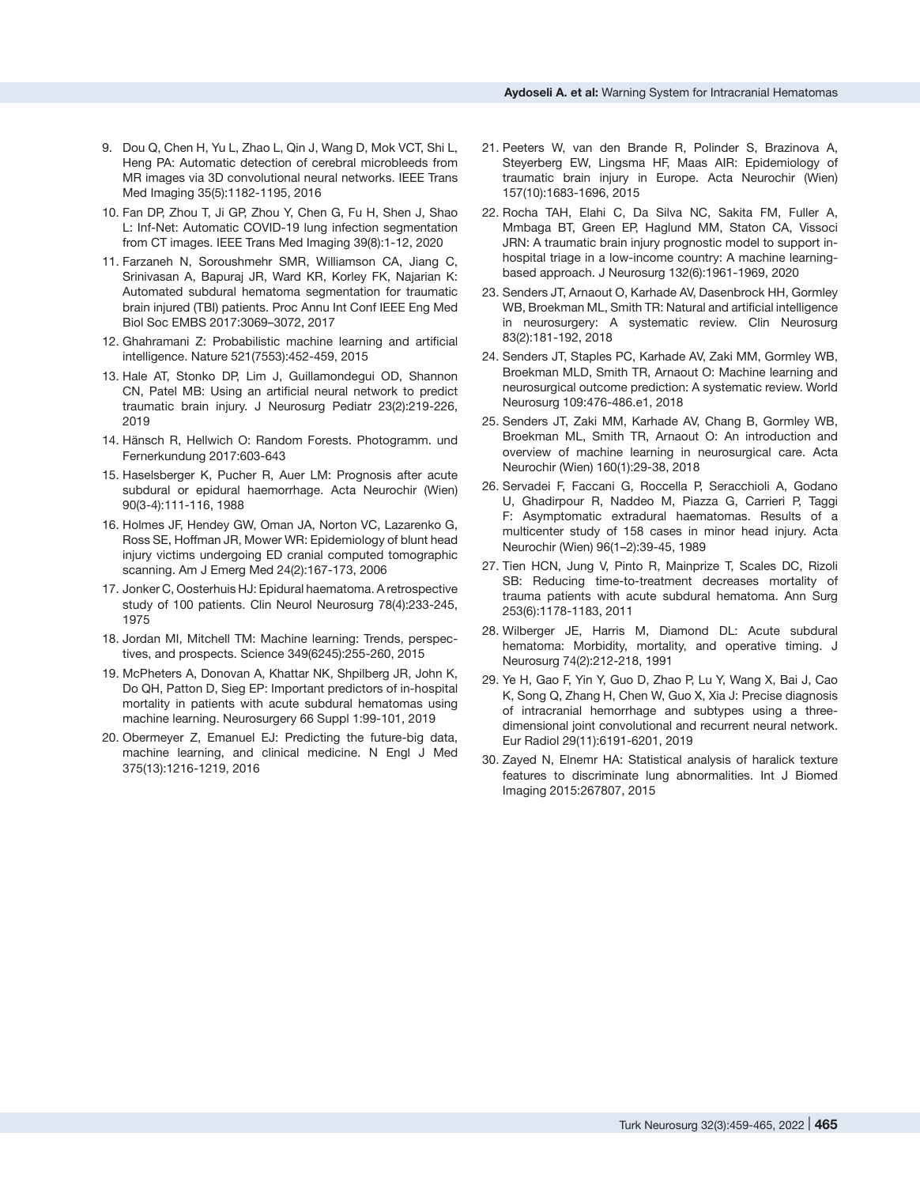9. Dou Q, Chen H, Yu L, Zhao L, Qin J, Wang D, Mok VCT, Shi L, Heng PA: Automatic detection of cerebral microbleeds from MR images via 3D convolutional neural networks. IEEE Trans Med Imaging 35(5):1182-1195, 2016
10. Fan DP, Zhou T, Ji GP, Zhou Y, Chen G, Fu H, Shen J, Shao L: Inf-Net: Automatic COVID-19 lung infection segmentation from CT images. IEEE Trans Med Imaging 39(8):1-12, 2020
11. Farzaneh N, Soroushmehr SMR, Williamson CA, Jiang C, Srinivasan A, Bapuraj JR, Ward KR, Korley FK, Najarian K: Automated subdural hematoma segmentation for traumatic brain injured (TBI) patients. Proc Annu Int Conf IEEE Eng Med Biol Soc EMBS 2017:3069–3072, 2017
12. Ghahramani Z: Probabilistic machine learning and artificial intelligence. Nature 521(7553):452-459, 2015
13. Hale AT, Stonko DP, Lim J, Guillamondegui OD, Shannon CN, Patel MB: Using an artificial neural network to predict traumatic brain injury. J Neurosurg Pediatr 23(2):219-226, 2019
14. Hänsch R, Hellwich O: Random Forests. Photogramm. und Fernerkundung 2017:603-643
15. Haselsberger K, Pucher R, Auer LM: Prognosis after acute subdural or epidural haemorrhage. Acta Neurochir (Wien) 90(3-4):111-116, 1988
16. Holmes JF, Hendey GW, Oman JA, Norton VC, Lazarenko G, Ross SE, Hoffman JR, Mower WR: Epidemiology of blunt head injury victims undergoing ED cranial computed tomographic scanning. Am J Emerg Med 24(2):167-173, 2006
17. Jonker C, Oosterhuis HJ: Epidural haematoma. A retrospective study of 100 patients. Clin Neurol Neurosurg 78(4):233-245, 1975
18. Jordan MI, Mitchell TM: Machine learning: Trends, perspectives, and prospects. Science 349(6245):255-260, 2015
19. McPheters A, Donovan A, Khattar NK, Shpilberg JR, John K, Do QH, Patton D, Sieg EP: Important predictors of in-hospital mortality in patients with acute subdural hematomas using machine learning. Neurosurgery 66 Suppl 1:99-101, 2019
20. Obermeyer Z, Emanuel EJ: Predicting the future-big data, machine learning, and clinical medicine. N Engl J Med 375(13):1216-1219, 2016
21. Peeters W, van den Brande R, Polinder S, Brazinova A, Steyerberg EW, Lingsma HF, Maas AIR: Epidemiology of traumatic brain injury in Europe. Acta Neurochir (Wien) 157(10):1683-1696, 2015
22. Rocha TAH, Elahi C, Da Silva NC, Sakita FM, Fuller A, Mmbaga BT, Green EP, Haglund MM, Staton CA, Vissoci JRN: A traumatic brain injury prognostic model to support in-hospital triage in a low-income country: A machine learning-based approach. J Neurosurg 132(6):1961-1969, 2020
23. Senders JT, Arnaout O, Karhade AV, Dasenbrock HH, Gormley WB, Broekman ML, Smith TR: Natural and artificial intelligence in neurosurgery: A systematic review. Clin Neurosurg 83(2):181-192, 2018
24. Senders JT, Staples PC, Karhade AV, Zaki MM, Gormley WB, Broekman MLD, Smith TR, Arnaout O: Machine learning and neurosurgical outcome prediction: A systematic review. World Neurosurg 109:476-486.e1, 2018
25. Senders JT, Zaki MM, Karhade AV, Chang B, Gormley WB, Broekman ML, Smith TR, Arnaout O: An introduction and overview of machine learning in neurosurgical care. Acta Neurochir (Wien) 160(1):29-38, 2018
26. Servadei F, Faccani G, Roccella P, Seracchioli A, Godano U, Ghadirpour R, Naddeo M, Piazza G, Carrieri P, Taggi F: Asymptomatic extradural haematomas. Results of a multicenter study of 158 cases in minor head injury. Acta Neurochir (Wien) 96(1–2):39-45, 1989
27. Tien HCN, Jung V, Pinto R, Mainprize T, Scales DC, Rizoli SB: Reducing time-to-treatment decreases mortality of trauma patients with acute subdural hematoma. Ann Surg 253(6):1178-1183, 2011
28. Wilberger JE, Harris M, Diamond DL: Acute subdural hematoma: Morbidity, mortality, and operative timing. J Neurosurg 74(2):212-218, 1991
29. Ye H, Gao F, Yin Y, Guo D, Zhao P, Lu Y, Wang X, Bai J, Cao K, Song Q, Zhang H, Chen W, Guo X, Xia J: Precise diagnosis of intracranial hemorrhage and subtypes using a three-dimensional joint convolutional and recurrent neural network. Eur Radiol 29(11):6191-6201, 2019
30. Zayed N, Elnemr HA: Statistical analysis of haralick texture features to discriminate lung abnormalities. Int J Biomed Imaging 2015:267807, 2015